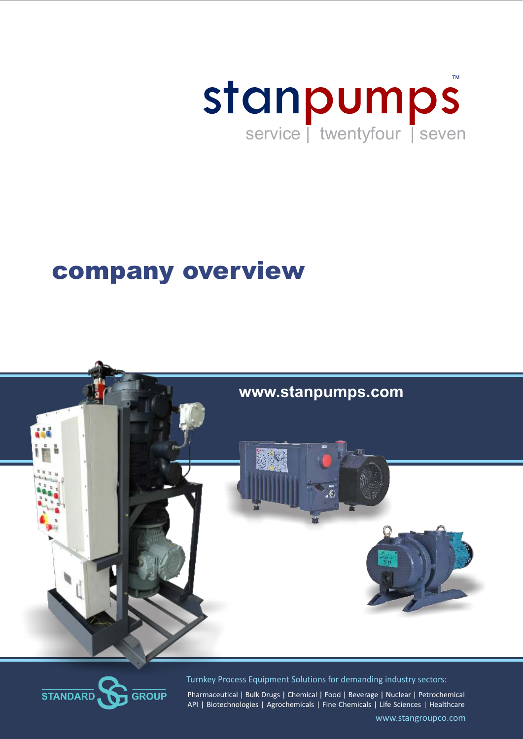# stanpumps™

service | twentyfour | seven

# company overview

www.stanpumps.com

STANDARD GROUP

Turnkey Process Equipment Solutions for demanding industry sectors:

Pharmaceutical | Bulk Drugs | Chemical | Food | Beverage | Nuclear | Petrochemical
API | Biotechnologies | Agrochemicals | Fine Chemicals | Life Sciences | Healthcare

www.stangroupco.com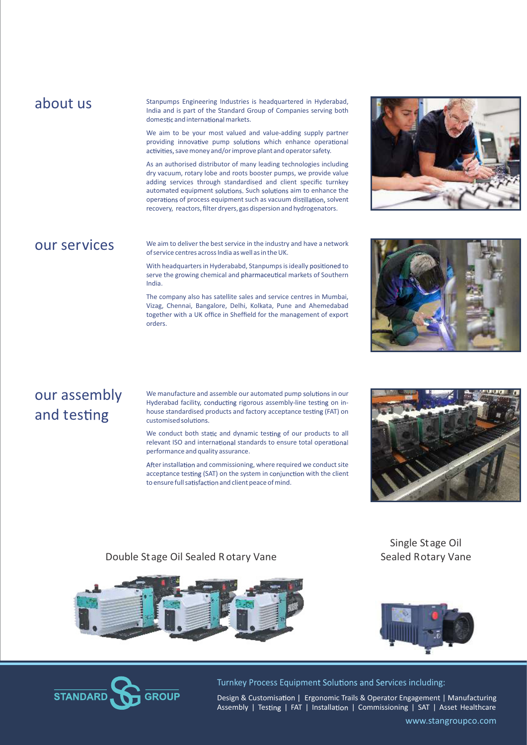## about us

Stanpumps Engineering Industries is headquartered in Hyderabad, India and is part of the Standard Group of Companies serving both domestic and international markets.

We aim to be your most valued and value-adding supply partner providing innovative pump solutions which enhance operational activities, save money and/or improve plant and operator safety.

As an authorised distributor of many leading technologies including dry vacuum, rotary lobe and roots booster pumps, we provide value adding services through standardised and client specific turnkey automated equipment solutions. Such solutions aim to enhance the operations of process equipment such as vacuum distillation, solvent recovery, reactors, filter dryers, gas dispersion and hydrogenators.

## our services

We aim to deliver the best service in the industry and have a network of service centres across India as well as in the UK.

With headquarters in Hyderababd, Stanpumps is ideally positioned to serve the growing chemical and pharmaceutical markets of Southern India.

The company also has satellite sales and service centres in Mumbai, Vizag, Chennai, Bangalore, Delhi, Kolkata, Pune and Ahemedabad together with a UK office in Sheffield for the management of export orders.

## our assembly and testing

We manufacture and assemble our automated pump solutions in our Hyderabad facility, conducting rigorous assembly-line testing on in-house standardised products and factory acceptance testing (FAT) on customised solutions.

We conduct both static and dynamic testing of our products to all relevant ISO and international standards to ensure total operational performance and quality assurance.

After installation and commissioning, where required we conduct site acceptance testing (SAT) on the system in conjunction with the client to ensure full satisfaction and client peace of mind.

Double Stage Oil Sealed Rotary Vane

Single Stage Oil Sealed Rotary Vane

STANDARD GROUP

Turnkey Process Equipment Solutions and Services including:

Design & Customisation | Ergonomic Trails & Operator Engagement | Manufacturing Assembly | Testing | FAT | Installation | Commissioning | SAT | Asset Healthcare

www.stangroupco.com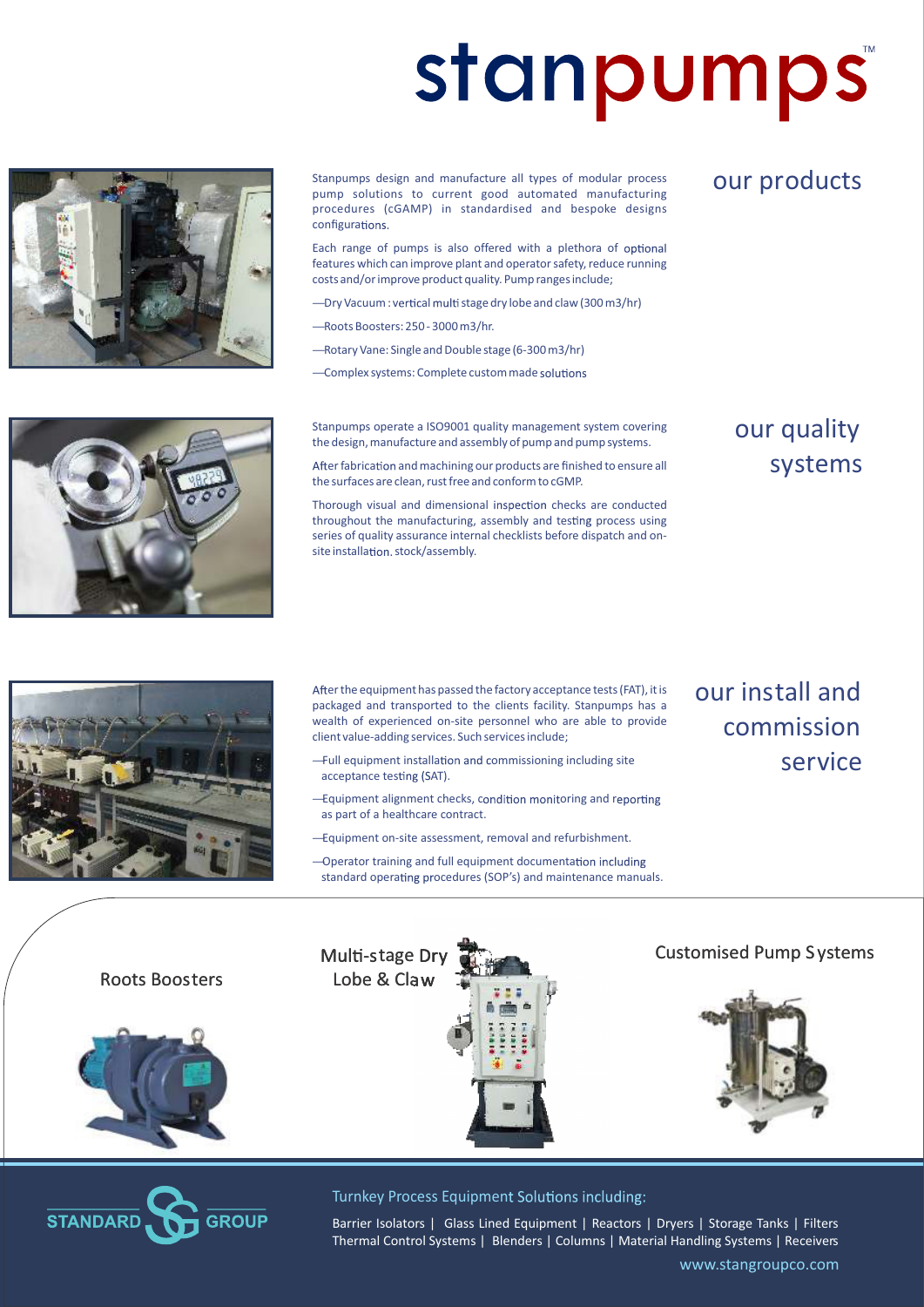# stanpumps™

## our products

Stanpumps design and manufacture all types of modular process pump solutions to current good automated manufacturing procedures (cGAMP) in standardised and bespoke designs configurations.

Each range of pumps is also offered with a plethora of optional features which can improve plant and operator safety, reduce running costs and/or improve product quality. Pump ranges include;

—Dry Vacuum : vertical multi stage dry lobe and claw (300 m3/hr)

—Roots Boosters: 250 - 3000 m3/hr.

—Rotary Vane: Single and Double stage (6-300 m3/hr)

—Complex systems: Complete custom made solutions

## our quality systems

Stanpumps operate a ISO9001 quality management system covering the design, manufacture and assembly of pump and pump systems.

After fabrication and machining our products are finished to ensure all the surfaces are clean, rust free and conform to cGMP.

Thorough visual and dimensional inspection checks are conducted throughout the manufacturing, assembly and testing process using series of quality assurance internal checklists before dispatch and on-site installation. stock/assembly.

## our install and commission service

After the equipment has passed the factory acceptance tests (FAT), it is packaged and transported to the clients facility. Stanpumps has a wealth of experienced on-site personnel who are able to provide client value-adding services. Such services include;

—Full equipment installation and commissioning including site acceptance testing (SAT).

—Equipment alignment checks, condition monitoring and reporting as part of a healthcare contract.

—Equipment on-site assessment, removal and refurbishment.

—Operator training and full equipment documentation including standard operating procedures (SOP's) and maintenance manuals.

Roots Boosters

Multi-stage Dry Lobe & Claw

Customised Pump Systems

STANDARD GROUP

Turnkey Process Equipment Solutions including:

Barrier Isolators | Glass Lined Equipment | Reactors | Dryers | Storage Tanks | Filters
Thermal Control Systems | Blenders | Columns | Material Handling Systems | Receivers

www.stangroupco.com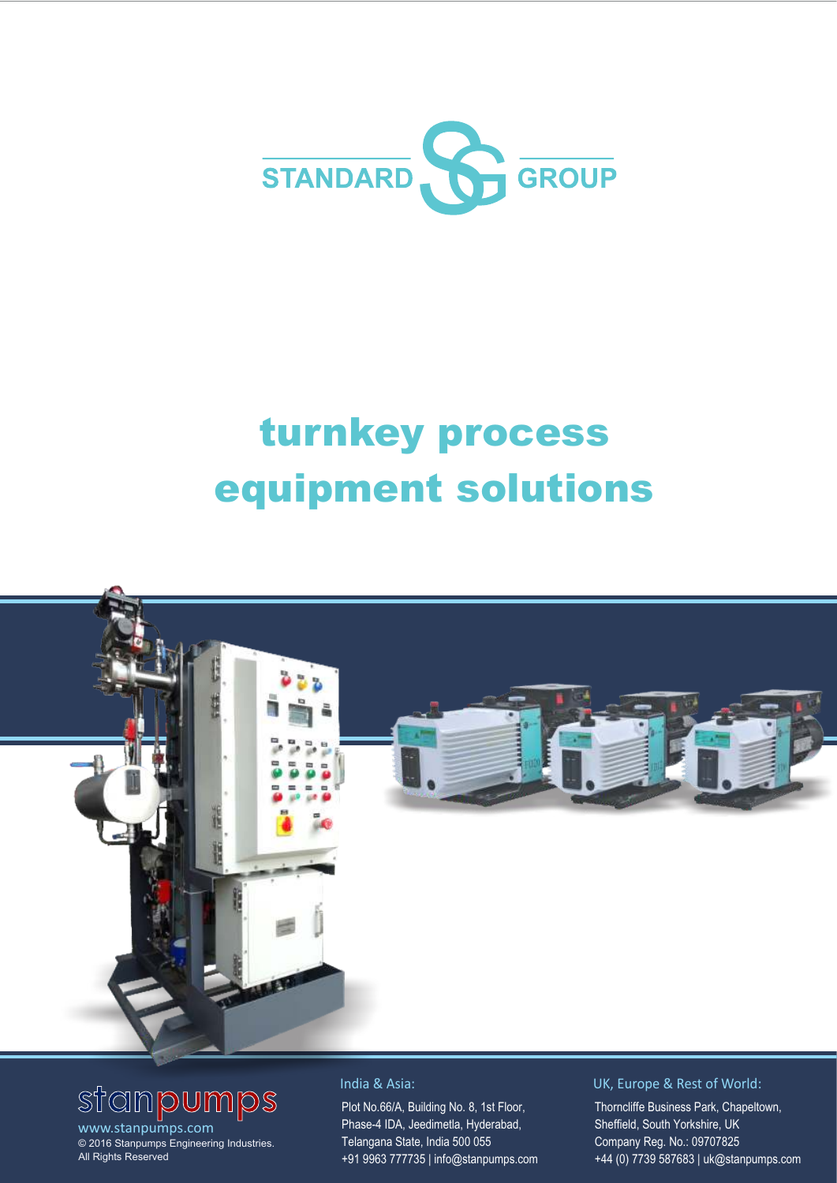STANDARD GROUP

# turnkey process equipment solutions

stanpumps

www.stanpumps.com

© 2016 Stanpumps Engineering Industries. All Rights Reserved

India & Asia:

Plot No.66/A, Building No. 8, 1st Floor,
Phase-4 IDA, Jeedimetla, Hyderabad,
Telangana State, India 500 055
+91 9963 777735 | info@stanpumps.com

UK, Europe & Rest of World:

Thorncliffe Business Park, Chapeltown,
Sheffield, South Yorkshire, UK
Company Reg. No.: 09707825
+44 (0) 7739 587683 | uk@stanpumps.com